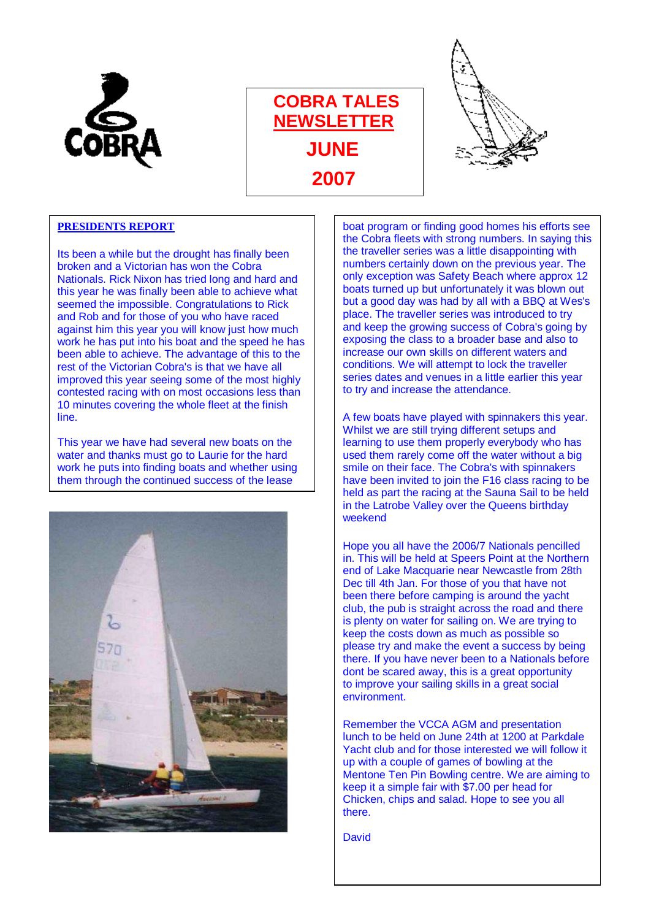# COBRA TALES NEWSLETTER

# JUNE 2007

## PRESIDENTS REPORT

Its been a while but the drought has finally been broken and a Victorian has won the Cobra Nationals. Rick Nixon has tried long and hard and this year he was finally been able to achieve what seemed the impossible. Congratulations to Rick and Rob and for those of you who have raced against him this year you will know just how much work he has put into his boat and the speed he has been able to achieve. The advantage of this to the rest of the Victorian Cobra's is that we have all improved this year seeing some of the most highly contested racing with on most occasions less than 10 minutes covering the whole fleet at the finish line.

This year we have had several new boats on the water and thanks must go to Laurie for the hard work he puts into finding boats and whether using them through the continued success of the lease boat program or finding good homes his efforts see the Cobra fleets with strong numbers. In saying this the traveller series was a little disappointing with numbers certainly down on the previous year. The only exception was Safety Beach where approx 12 boats turned up but unfortunately it was blown out but a good day was had by all with a BBQ at Wes's place. The traveller series was introduced to try and keep the growing success of Cobra's going by exposing the class to a broader base and also to increase our own skills on different waters and conditions. We will attempt to lock the traveller series dates and venues in a little earlier this year to try and increase the attendance.

A few boats have played with spinnakers this year. Whilst we are still trying different setups and learning to use them properly everybody who has used them rarely come off the water without a big smile on their face. The Cobra's with spinnakers have been invited to join the F16 class racing to be held as part the racing at the Sauna Sail to be held in the Latrobe Valley over the Queens birthday weekend

Hope you all have the 2006/7 Nationals pencilled in. This will be held at Speers Point at the Northern end of Lake Macquarie near Newcastle from 28th Dec till 4th Jan. For those of you that have not been there before camping is around the yacht club, the pub is straight across the road and there is plenty on water for sailing on. We are trying to keep the costs down as much as possible so please try and make the event a success by being there. If you have never been to a Nationals before dont be scared away, this is a great opportunity to improve your sailing skills in a great social environment.

Remember the VCCA AGM and presentation lunch to be held on June 24th at 1200 at Parkdale Yacht club and for those interested we will follow it up with a couple of games of bowling at the Mentone Ten Pin Bowling centre. We are aiming to keep it a simple fair with $7.00 per head for Chicken, chips and salad. Hope to see you all there.

David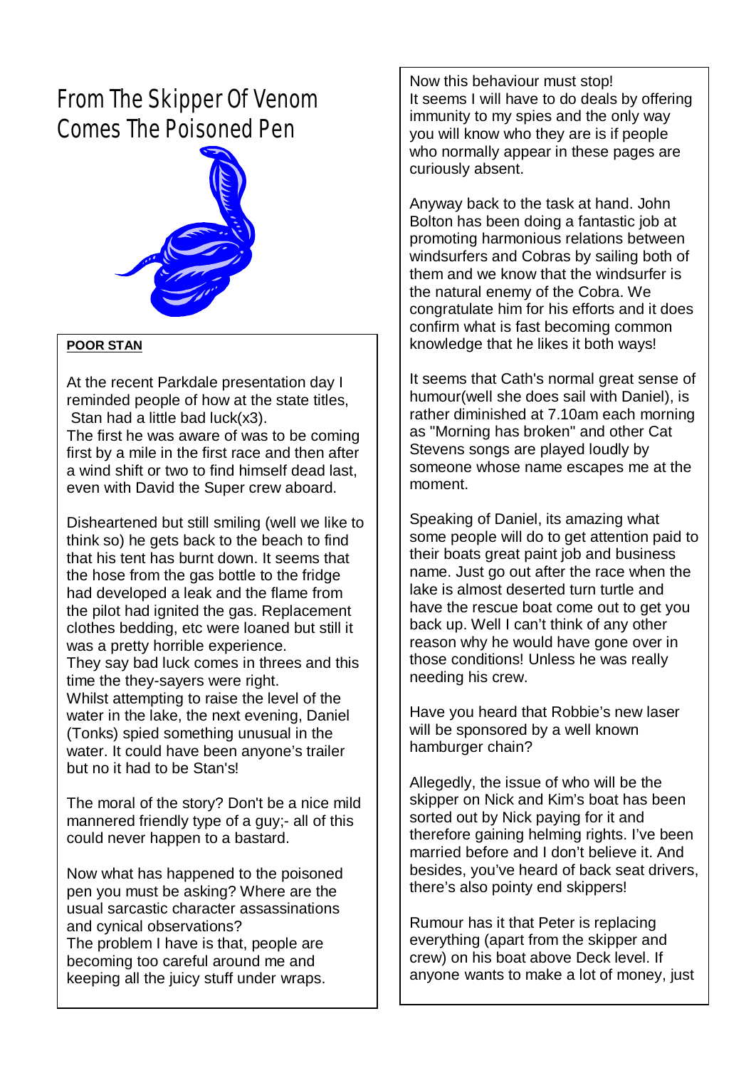# From The Skipper Of Venom Comes The Poisoned Pen

**POOR STAN**

At the recent Parkdale presentation day I reminded people of how at the state titles, Stan had a little bad luck(x3).
The first he was aware of was to be coming first by a mile in the first race and then after a wind shift or two to find himself dead last, even with David the Super crew aboard.

Disheartened but still smiling (well we like to think so) he gets back to the beach to find that his tent has burnt down. It seems that the hose from the gas bottle to the fridge had developed a leak and the flame from the pilot had ignited the gas. Replacement clothes bedding, etc were loaned but still it was a pretty horrible experience.
They say bad luck comes in threes and this time the they-sayers were right.
Whilst attempting to raise the level of the water in the lake, the next evening, Daniel (Tonks) spied something unusual in the water. It could have been anyone's trailer but no it had to be Stan's!

The moral of the story? Don't be a nice mild mannered friendly type of a guy;- all of this could never happen to a bastard.

Now what has happened to the poisoned pen you must be asking? Where are the usual sarcastic character assassinations and cynical observations?
The problem I have is that, people are becoming too careful around me and keeping all the juicy stuff under wraps.

Now this behaviour must stop!
It seems I will have to do deals by offering immunity to my spies and the only way you will know who they are is if people who normally appear in these pages are curiously absent.

Anyway back to the task at hand. John Bolton has been doing a fantastic job at promoting harmonious relations between windsurfers and Cobras by sailing both of them and we know that the windsurfer is the natural enemy of the Cobra. We congratulate him for his efforts and it does confirm what is fast becoming common knowledge that he likes it both ways!

It seems that Cath's normal great sense of humour(well she does sail with Daniel), is rather diminished at 7.10am each morning as "Morning has broken" and other Cat Stevens songs are played loudly by someone whose name escapes me at the moment.

Speaking of Daniel, its amazing what some people will do to get attention paid to their boats great paint job and business name. Just go out after the race when the lake is almost deserted turn turtle and have the rescue boat come out to get you back up. Well I can't think of any other reason why he would have gone over in those conditions! Unless he was really needing his crew.

Have you heard that Robbie's new laser will be sponsored by a well known hamburger chain?

Allegedly, the issue of who will be the skipper on Nick and Kim's boat has been sorted out by Nick paying for it and therefore gaining helming rights. I've been married before and I don't believe it. And besides, you've heard of back seat drivers, there's also pointy end skippers!

Rumour has it that Peter is replacing everything (apart from the skipper and crew) on his boat above Deck level. If anyone wants to make a lot of money, just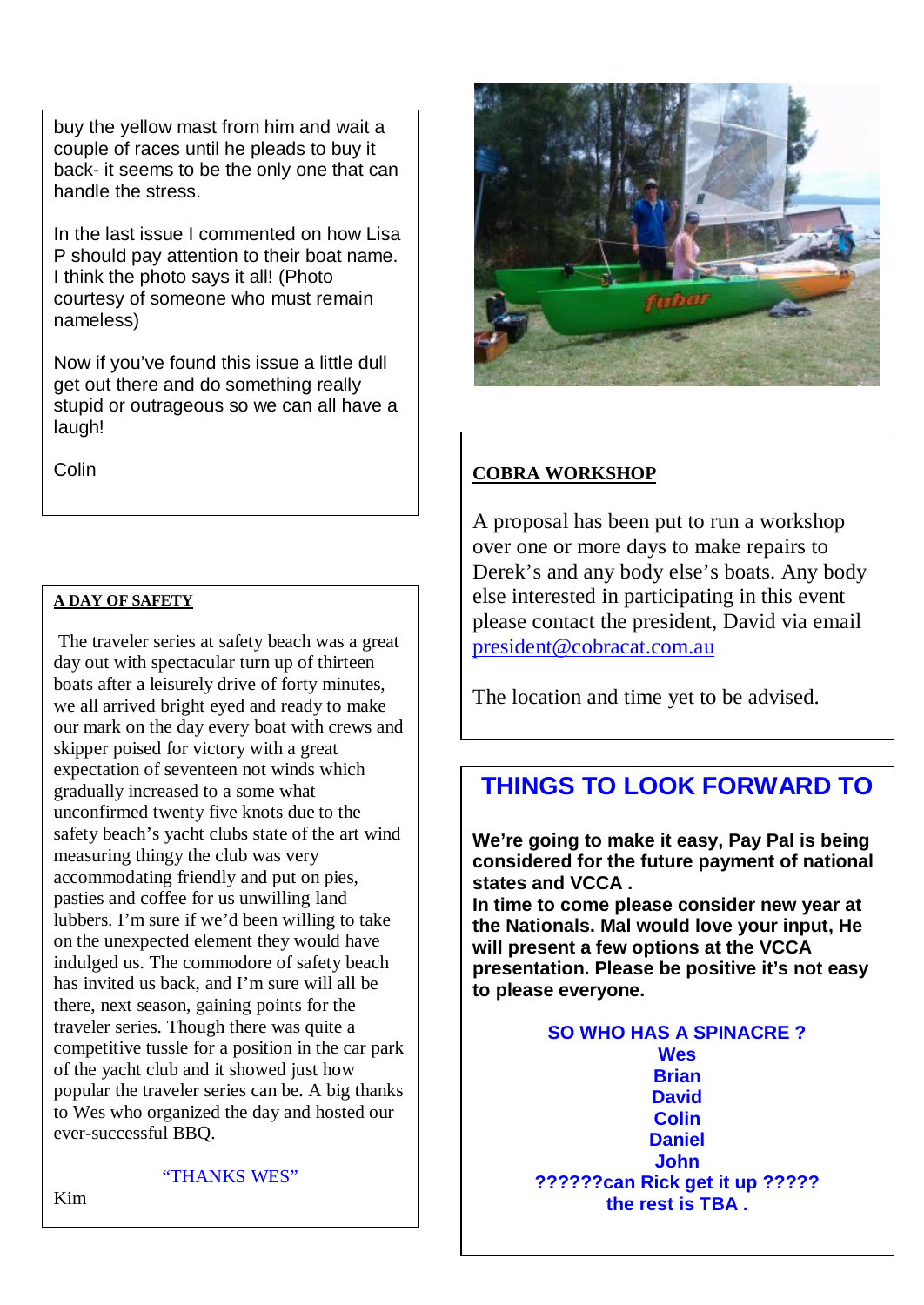buy the yellow mast from him and wait a couple of races until he pleads to buy it back- it seems to be the only one that can handle the stress.

In the last issue I commented on how Lisa P should pay attention to their boat name. I think the photo says it all! (Photo courtesy of someone who must remain nameless)

Now if you've found this issue a little dull get out there and do something really stupid or outrageous so we can all have a laugh!

Colin

**A DAY OF SAFETY**

The traveler series at safety beach was a great day out with spectacular turn up of thirteen boats after a leisurely drive of forty minutes, we all arrived bright eyed and ready to make our mark on the day every boat with crews and skipper poised for victory with a great expectation of seventeen not winds which gradually increased to a some what unconfirmed twenty five knots due to the safety beach's yacht clubs state of the art wind measuring thingy the club was very accommodating friendly and put on pies, pasties and coffee for us unwilling land lubbers. I'm sure if we'd been willing to take on the unexpected element they would have indulged us. The commodore of safety beach has invited us back, and I'm sure will all be there, next season, gaining points for the traveler series. Though there was quite a competitive tussle for a position in the car park of the yacht club and it showed just how popular the traveler series can be. A big thanks to Wes who organized the day and hosted our ever-successful BBQ.

"THANKS WES"

Kim

**COBRA WORKSHOP**

A proposal has been put to run a workshop over one or more days to make repairs to Derek's and any body else's boats. Any body else interested in participating in this event please contact the president, David via email president@cobracat.com.au

The location and time yet to be advised.

## THINGS TO LOOK FORWARD TO

**We're going to make it easy, Pay Pal is being considered for the future payment of national states and VCCA .**
**In time to come please consider new year at the Nationals. Mal would love your input, He will present a few options at the VCCA presentation. Please be positive it's not easy to please everyone.**

**SO WHO HAS A SPINACRE ?**
**Wes**
**Brian**
**David**
**Colin**
**Daniel**
**John**
**??????can Rick get it up ?????**
**the rest is TBA .**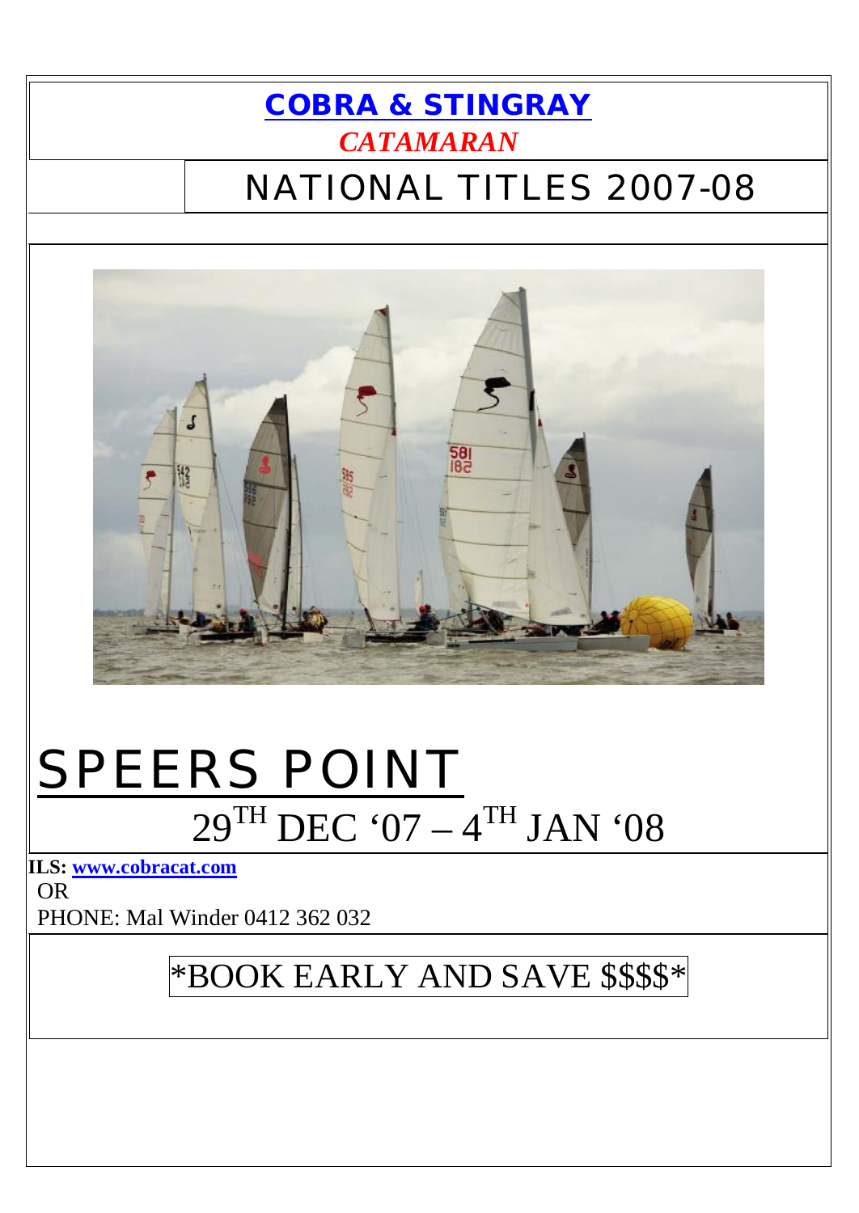# COBRA & STINGRAY

***CATAMARAN***

## NATIONAL TITLES 2007-08

# SPEERS POINT

## $29^{TH}$ DEC '07 – $4^{TH}$ JAN '08

**ILS: www.cobracat.com**

OR

PHONE: Mal Winder 0412 362 032

## *BOOK EARLY AND SAVE $$$$*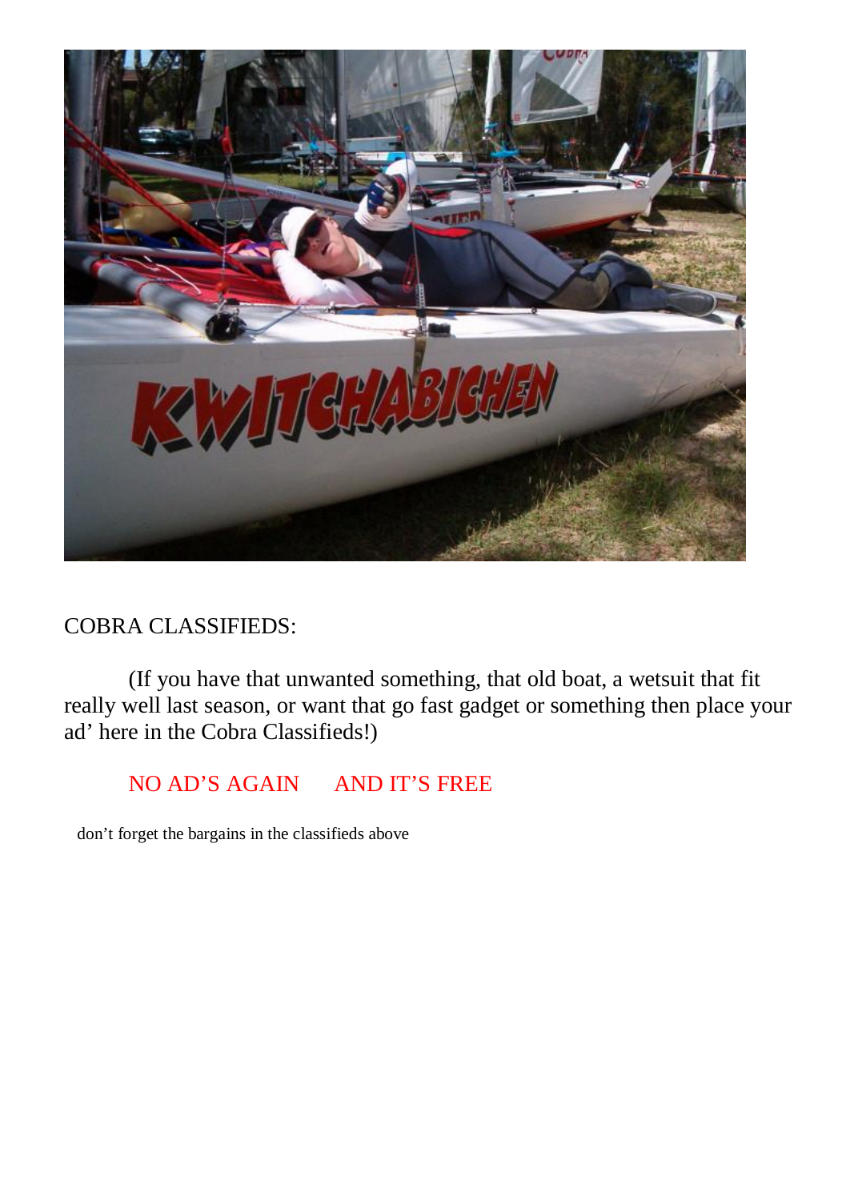COBRA CLASSIFIEDS:

(If you have that unwanted something, that old boat, a wetsuit that fit really well last season, or want that go fast gadget or something then place your ad' here in the Cobra Classifieds!)

NO AD'S AGAIN AND IT'S FREE

don't forget the bargains in the classifieds above